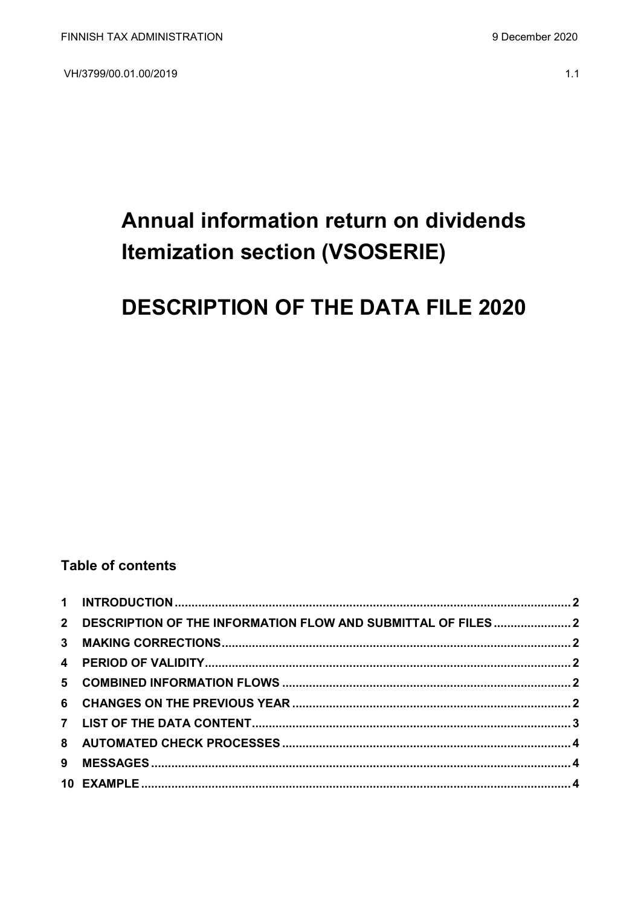FINNISH TAX ADMINISTRATION 9 December 2020

VH/3799/00.01.00/2019 1.1

# Annual information return on dividends Itemization section (VSOSERIE)

# DESCRIPTION OF THE DATA FILE 2020

## Table of contents

1 INTRODUCTION ..... 2
2 DESCRIPTION OF THE INFORMATION FLOW AND SUBMITTAL OF FILES ..... 2
3 MAKING CORRECTIONS ..... 2
4 PERIOD OF VALIDITY ..... 2
5 COMBINED INFORMATION FLOWS ..... 2
6 CHANGES ON THE PREVIOUS YEAR ..... 2
7 LIST OF THE DATA CONTENT ..... 3
8 AUTOMATED CHECK PROCESSES ..... 4
9 MESSAGES ..... 4
10 EXAMPLE ..... 4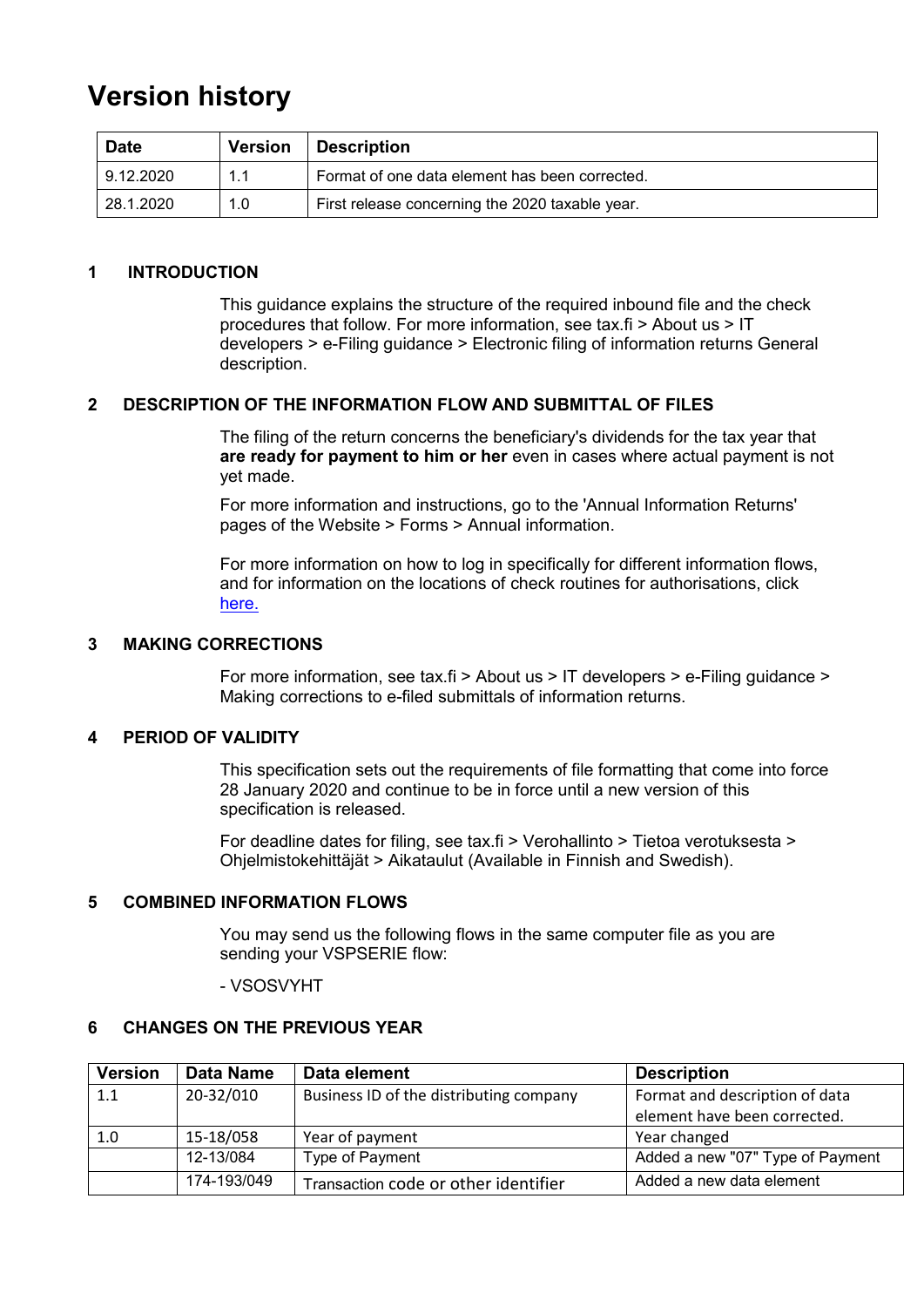# Version history

| Date | Version | Description |
|---|---|---|
| 9.12.2020 | 1.1 | Format of one data element has been corrected. |
| 28.1.2020 | 1.0 | First release concerning the 2020 taxable year. |

## 1 INTRODUCTION

This guidance explains the structure of the required inbound file and the check procedures that follow. For more information, see tax.fi > About us > IT developers > e-Filing guidance > Electronic filing of information returns General description.

## 2 DESCRIPTION OF THE INFORMATION FLOW AND SUBMITTAL OF FILES

The filing of the return concerns the beneficiary's dividends for the tax year that **are ready for payment to him or her** even in cases where actual payment is not yet made.

For more information and instructions, go to the 'Annual Information Returns' pages of the Website > Forms > Annual information.

For more information on how to log in specifically for different information flows, and for information on the locations of check routines for authorisations, click here.

## 3 MAKING CORRECTIONS

For more information, see tax.fi > About us > IT developers > e-Filing guidance > Making corrections to e-filed submittals of information returns.

## 4 PERIOD OF VALIDITY

This specification sets out the requirements of file formatting that come into force 28 January 2020 and continue to be in force until a new version of this specification is released.

For deadline dates for filing, see tax.fi > Verohallinto > Tietoa verotuksesta > Ohjelmistokehittäjät > Aikataulut (Available in Finnish and Swedish).

## 5 COMBINED INFORMATION FLOWS

You may send us the following flows in the same computer file as you are sending your VSPSERIE flow:

- VSOSVYHT

## 6 CHANGES ON THE PREVIOUS YEAR

| Version | Data Name | Data element | Description |
|---|---|---|---|
| 1.1 | 20-32/010 | Business ID of the distributing company | Format and description of data element have been corrected. |
| 1.0 | 15-18/058 | Year of payment | Year changed |
| | 12-13/084 | Type of Payment | Added a new "07" Type of Payment |
| | 174-193/049 | Transaction code or other identifier | Added a new data element |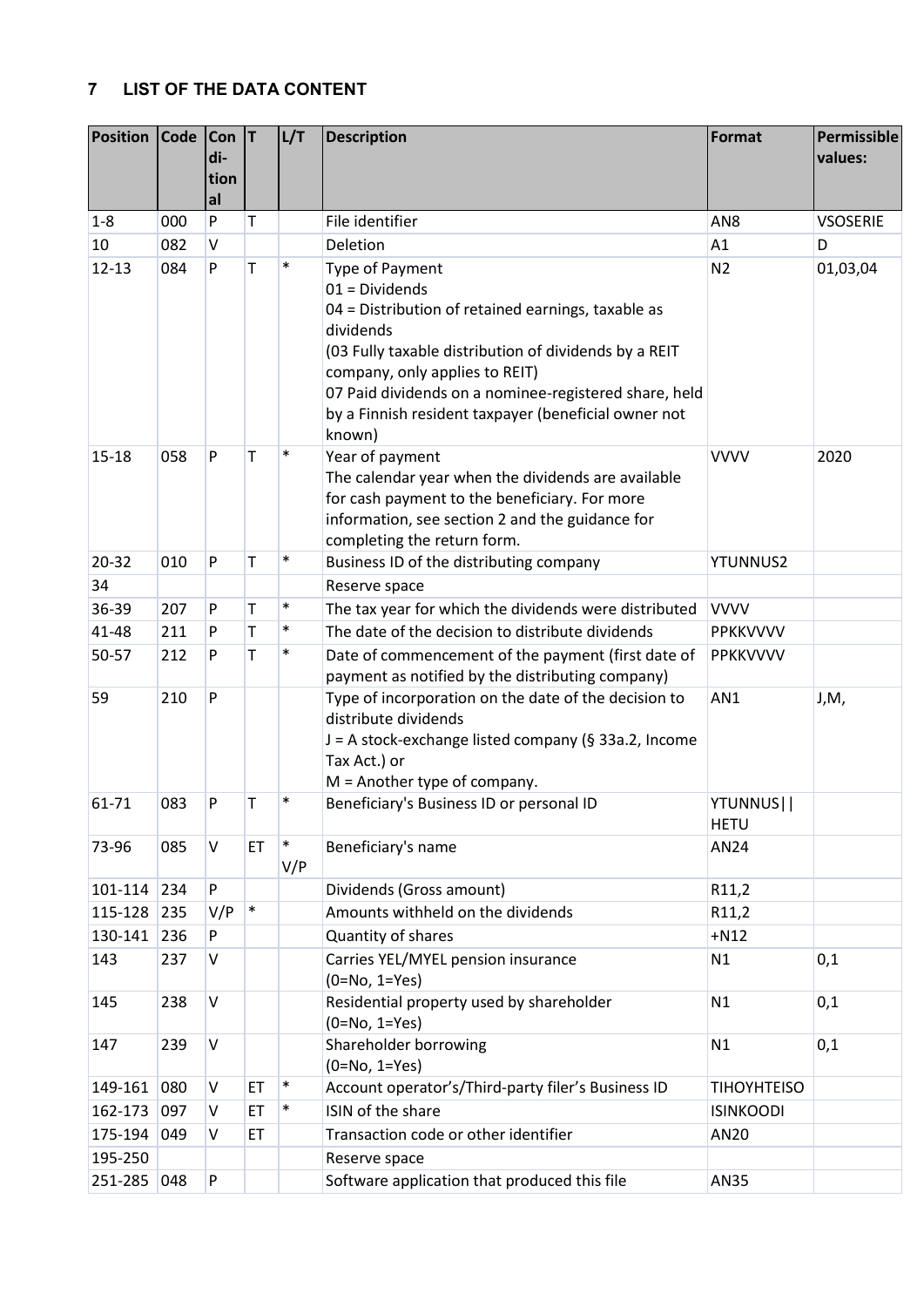## 7 LIST OF THE DATA CONTENT

| Position | Code | Conditional | T | L/T | Description | Format | Permissible values: |
|---|---|---|---|---|---|---|---|
| 1-8 | 000 | P | T | | File identifier | AN8 | VSOSERIE |
| 10 | 082 | V | | | Deletion | A1 | D |
| 12-13 | 084 | P | T | * | Type of Payment<br>01 = Dividends<br>04 = Distribution of retained earnings, taxable as dividends<br>(03 Fully taxable distribution of dividends by a REIT company, only applies to REIT)<br>07 Paid dividends on a nominee-registered share, held by a Finnish resident taxpayer (beneficial owner not known) | N2 | 01,03,04 |
| 15-18 | 058 | P | T | * | Year of payment<br>The calendar year when the dividends are available for cash payment to the beneficiary. For more information, see section 2 and the guidance for completing the return form. | VVVV | 2020 |
| 20-32 | 010 | P | T | * | Business ID of the distributing company | YTUNNUS2 | |
| 34 | | | | | Reserve space | | |
| 36-39 | 207 | P | T | * | The tax year for which the dividends were distributed | VVVV | |
| 41-48 | 211 | P | T | * | The date of the decision to distribute dividends | PPKKVVVV | |
| 50-57 | 212 | P | T | * | Date of commencement of the payment (first date of payment as notified by the distributing company) | PPKKVVVV | |
| 59 | 210 | P | | | Type of incorporation on the date of the decision to distribute dividends<br>J = A stock-exchange listed company (§ 33a.2, Income Tax Act.) or<br>M = Another type of company. | AN1 | J,M, |
| 61-71 | 083 | P | T | * | Beneficiary's Business ID or personal ID | YTUNNUS\|\|HETU | |
| 73-96 | 085 | V | ET | * V/P | Beneficiary's name | AN24 | |
| 101-114 | 234 | P | | | Dividends (Gross amount) | R11,2 | |
| 115-128 | 235 | V/P | * | | Amounts withheld on the dividends | R11,2 | |
| 130-141 | 236 | P | | | Quantity of shares | +N12 | |
| 143 | 237 | V | | | Carries YEL/MYEL pension insurance<br>(0=No, 1=Yes) | N1 | 0,1 |
| 145 | 238 | V | | | Residential property used by shareholder<br>(0=No, 1=Yes) | N1 | 0,1 |
| 147 | 239 | V | | | Shareholder borrowing<br>(0=No, 1=Yes) | N1 | 0,1 |
| 149-161 | 080 | V | ET | * | Account operator's/Third-party filer's Business ID | TIHOYHTEISO | |
| 162-173 | 097 | V | ET | * | ISIN of the share | ISINKOODI | |
| 175-194 | 049 | V | ET | | Transaction code or other identifier | AN20 | |
| 195-250 | | | | | Reserve space | | |
| 251-285 | 048 | P | | | Software application that produced this file | AN35 | |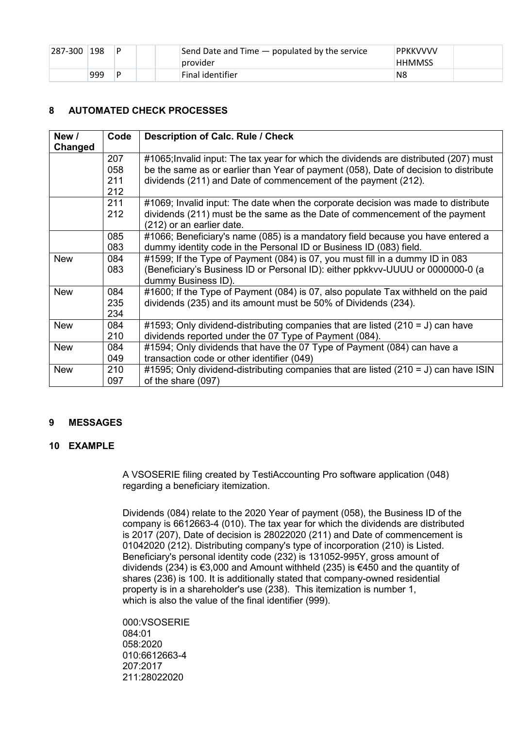| 287-300 | 198 | P | | | Send Date and Time — populated by the service provider | PPKKVVVV HHMMSS | |
|---|---|---|---|---|---|---|---|
| | 999 | P | | | Final identifier | N8 | |

## 8 AUTOMATED CHECK PROCESSES

| New / Changed | Code | Description of Calc. Rule / Check |
|---|---|---|
| | 207<br>058<br>211<br>212 | #1065;Invalid input: The tax year for which the dividends are distributed (207) must be the same as or earlier than Year of payment (058), Date of decision to distribute dividends (211) and Date of commencement of the payment (212). |
| | 211<br>212 | #1069; Invalid input: The date when the corporate decision was made to distribute dividends (211) must be the same as the Date of commencement of the payment (212) or an earlier date. |
| | 085<br>083 | #1066; Beneficiary's name (085) is a mandatory field because you have entered a dummy identity code in the Personal ID or Business ID (083) field. |
| New | 084<br>083 | #1599; If the Type of Payment (084) is 07, you must fill in a dummy ID in 083 (Beneficiary's Business ID or Personal ID): either ppkkvv-UUUU or 0000000-0 (a dummy Business ID). |
| New | 084<br>235<br>234 | #1600; If the Type of Payment (084) is 07, also populate Tax withheld on the paid dividends (235) and its amount must be 50% of Dividends (234). |
| New | 084<br>210 | #1593; Only dividend-distributing companies that are listed (210 = J) can have dividends reported under the 07 Type of Payment (084). |
| New | 084<br>049 | #1594; Only dividends that have the 07 Type of Payment (084) can have a transaction code or other identifier (049) |
| New | 210<br>097 | #1595; Only dividend-distributing companies that are listed (210 = J) can have ISIN of the share (097) |

## 9 MESSAGES

## 10 EXAMPLE

A VSOSERIE filing created by TestiAccounting Pro software application (048) regarding a beneficiary itemization.

Dividends (084) relate to the 2020 Year of payment (058), the Business ID of the company is 6612663-4 (010). The tax year for which the dividends are distributed is 2017 (207), Date of decision is 28022020 (211) and Date of commencement is 01042020 (212). Distributing company's type of incorporation (210) is Listed. Beneficiary's personal identity code (232) is 131052-995Y, gross amount of dividends (234) is €3,000 and Amount withheld (235) is €450 and the quantity of shares (236) is 100. It is additionally stated that company-owned residential property is in a shareholder's use (238). This itemization is number 1, which is also the value of the final identifier (999).

```
000:VSOSERIE
084:01
058:2020
010:6612663-4
207:2017
211:28022020
```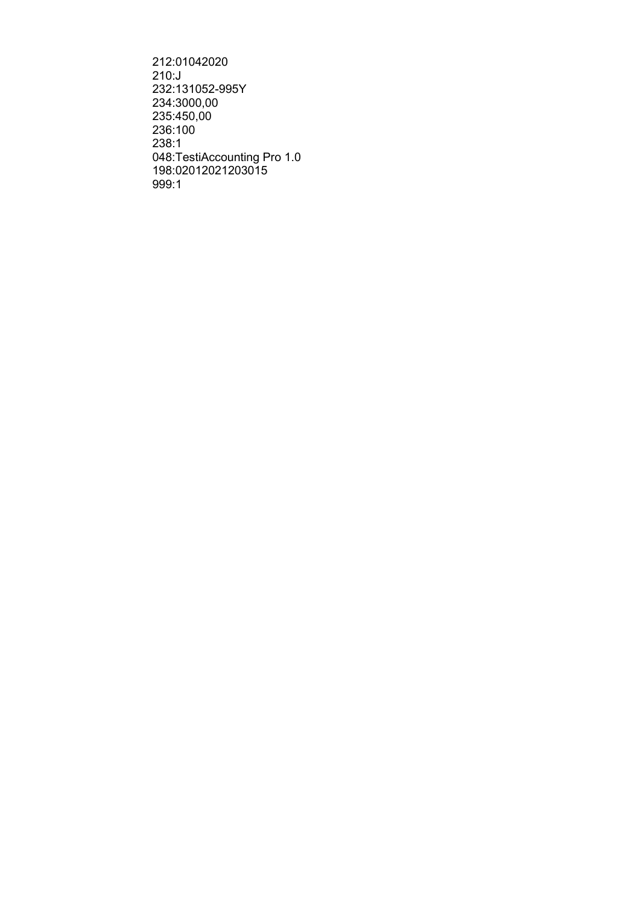212:01042020
210:J
232:131052-995Y
234:3000,00
235:450,00
236:100
238:1
048:TestiAccounting Pro 1.0
198:02012021203015
999:1